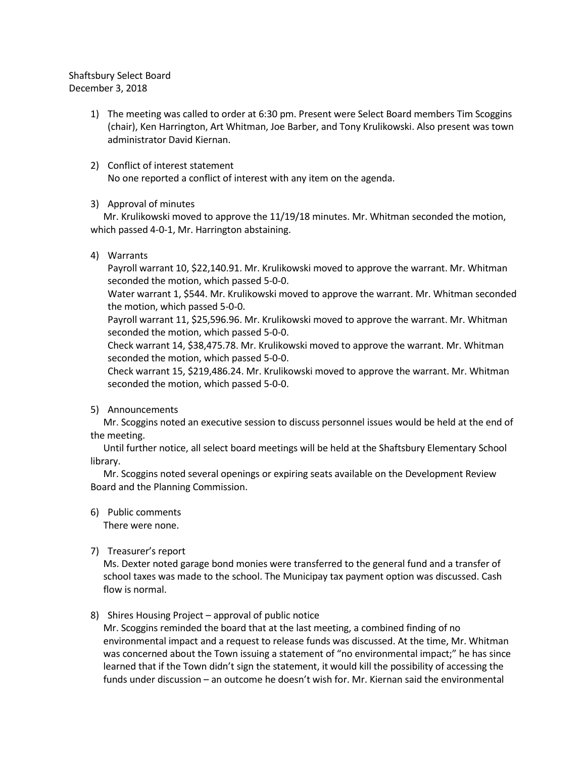Shaftsbury Select Board
December 3, 2018

1) The meeting was called to order at 6:30 pm. Present were Select Board members Tim Scoggins (chair), Ken Harrington, Art Whitman, Joe Barber, and Tony Krulikowski. Also present was town administrator David Kiernan.

2) Conflict of interest statement
   No one reported a conflict of interest with any item on the agenda.

3) Approval of minutes
   Mr. Krulikowski moved to approve the 11/19/18 minutes. Mr. Whitman seconded the motion, which passed 4-0-1, Mr. Harrington abstaining.

4) Warrants
   Payroll warrant 10, $22,140.91. Mr. Krulikowski moved to approve the warrant. Mr. Whitman seconded the motion, which passed 5-0-0.
   Water warrant 1, $544. Mr. Krulikowski moved to approve the warrant. Mr. Whitman seconded the motion, which passed 5-0-0.
   Payroll warrant 11, $25,596.96. Mr. Krulikowski moved to approve the warrant. Mr. Whitman seconded the motion, which passed 5-0-0.
   Check warrant 14, $38,475.78. Mr. Krulikowski moved to approve the warrant. Mr. Whitman seconded the motion, which passed 5-0-0.
   Check warrant 15, $219,486.24. Mr. Krulikowski moved to approve the warrant. Mr. Whitman seconded the motion, which passed 5-0-0.

5) Announcements
   Mr. Scoggins noted an executive session to discuss personnel issues would be held at the end of the meeting.
   Until further notice, all select board meetings will be held at the Shaftsbury Elementary School library.
   Mr. Scoggins noted several openings or expiring seats available on the Development Review Board and the Planning Commission.

6) Public comments
   There were none.

7) Treasurer's report
   Ms. Dexter noted garage bond monies were transferred to the general fund and a transfer of school taxes was made to the school. The Municipay tax payment option was discussed. Cash flow is normal.

8) Shires Housing Project – approval of public notice
   Mr. Scoggins reminded the board that at the last meeting, a combined finding of no environmental impact and a request to release funds was discussed. At the time, Mr. Whitman was concerned about the Town issuing a statement of "no environmental impact;" he has since learned that if the Town didn't sign the statement, it would kill the possibility of accessing the funds under discussion – an outcome he doesn't wish for. Mr. Kiernan said the environmental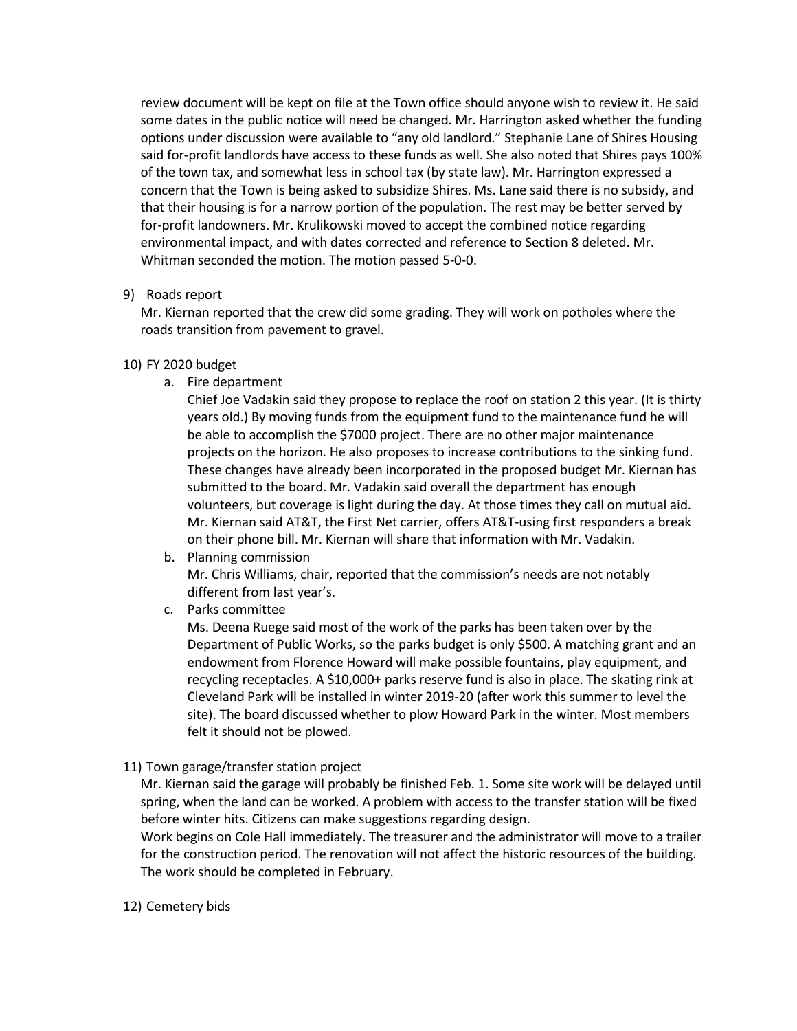review document will be kept on file at the Town office should anyone wish to review it. He said some dates in the public notice will need be changed. Mr. Harrington asked whether the funding options under discussion were available to "any old landlord." Stephanie Lane of Shires Housing said for-profit landlords have access to these funds as well. She also noted that Shires pays 100% of the town tax, and somewhat less in school tax (by state law). Mr. Harrington expressed a concern that the Town is being asked to subsidize Shires. Ms. Lane said there is no subsidy, and that their housing is for a narrow portion of the population. The rest may be better served by for-profit landowners. Mr. Krulikowski moved to accept the combined notice regarding environmental impact, and with dates corrected and reference to Section 8 deleted. Mr. Whitman seconded the motion. The motion passed 5-0-0.

9) Roads report
   Mr. Kiernan reported that the crew did some grading. They will work on potholes where the roads transition from pavement to gravel.

10) FY 2020 budget
    a. Fire department
       Chief Joe Vadakin said they propose to replace the roof on station 2 this year. (It is thirty years old.) By moving funds from the equipment fund to the maintenance fund he will be able to accomplish the $7000 project. There are no other major maintenance projects on the horizon. He also proposes to increase contributions to the sinking fund. These changes have already been incorporated in the proposed budget Mr. Kiernan has submitted to the board. Mr. Vadakin said overall the department has enough volunteers, but coverage is light during the day. At those times they call on mutual aid. Mr. Kiernan said AT&T, the First Net carrier, offers AT&T-using first responders a break on their phone bill. Mr. Kiernan will share that information with Mr. Vadakin.
    b. Planning commission
       Mr. Chris Williams, chair, reported that the commission's needs are not notably different from last year's.
    c. Parks committee
       Ms. Deena Ruege said most of the work of the parks has been taken over by the Department of Public Works, so the parks budget is only $500. A matching grant and an endowment from Florence Howard will make possible fountains, play equipment, and recycling receptacles. A $10,000+ parks reserve fund is also in place. The skating rink at Cleveland Park will be installed in winter 2019-20 (after work this summer to level the site). The board discussed whether to plow Howard Park in the winter. Most members felt it should not be plowed.

11) Town garage/transfer station project
    Mr. Kiernan said the garage will probably be finished Feb. 1. Some site work will be delayed until spring, when the land can be worked. A problem with access to the transfer station will be fixed before winter hits. Citizens can make suggestions regarding design.
    Work begins on Cole Hall immediately. The treasurer and the administrator will move to a trailer for the construction period. The renovation will not affect the historic resources of the building. The work should be completed in February.

12) Cemetery bids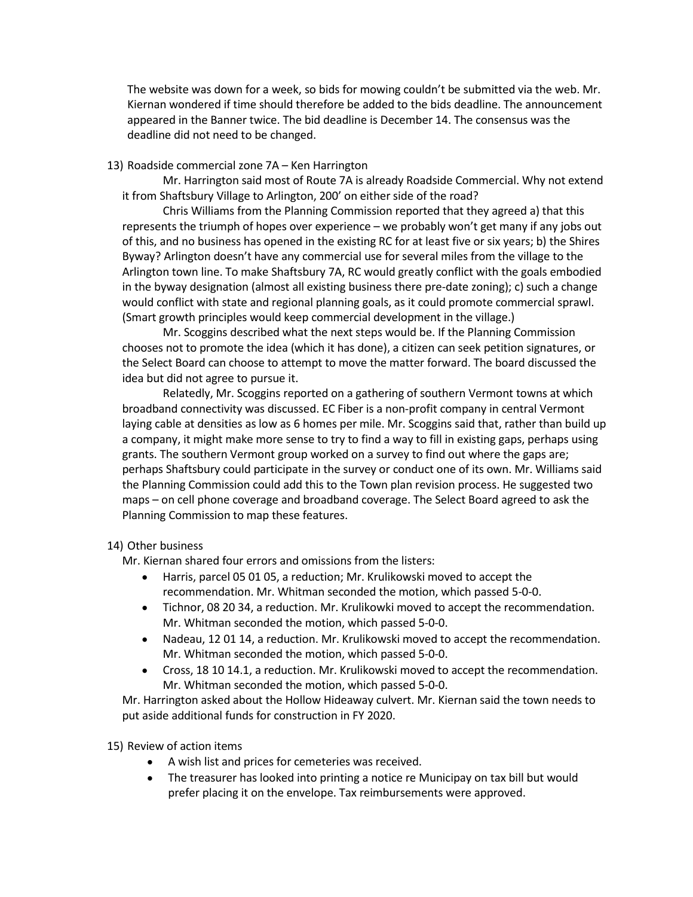The website was down for a week, so bids for mowing couldn't be submitted via the web. Mr. Kiernan wondered if time should therefore be added to the bids deadline. The announcement appeared in the Banner twice. The bid deadline is December 14. The consensus was the deadline did not need to be changed.

13) Roadside commercial zone 7A – Ken Harrington

Mr. Harrington said most of Route 7A is already Roadside Commercial. Why not extend it from Shaftsbury Village to Arlington, 200' on either side of the road?

Chris Williams from the Planning Commission reported that they agreed a) that this represents the triumph of hopes over experience – we probably won't get many if any jobs out of this, and no business has opened in the existing RC for at least five or six years; b) the Shires Byway? Arlington doesn't have any commercial use for several miles from the village to the Arlington town line. To make Shaftsbury 7A, RC would greatly conflict with the goals embodied in the byway designation (almost all existing business there pre-date zoning); c) such a change would conflict with state and regional planning goals, as it could promote commercial sprawl. (Smart growth principles would keep commercial development in the village.)

Mr. Scoggins described what the next steps would be. If the Planning Commission chooses not to promote the idea (which it has done), a citizen can seek petition signatures, or the Select Board can choose to attempt to move the matter forward. The board discussed the idea but did not agree to pursue it.

Relatedly, Mr. Scoggins reported on a gathering of southern Vermont towns at which broadband connectivity was discussed. EC Fiber is a non-profit company in central Vermont laying cable at densities as low as 6 homes per mile. Mr. Scoggins said that, rather than build up a company, it might make more sense to try to find a way to fill in existing gaps, perhaps using grants. The southern Vermont group worked on a survey to find out where the gaps are; perhaps Shaftsbury could participate in the survey or conduct one of its own. Mr. Williams said the Planning Commission could add this to the Town plan revision process. He suggested two maps – on cell phone coverage and broadband coverage. The Select Board agreed to ask the Planning Commission to map these features.

14) Other business

Mr. Kiernan shared four errors and omissions from the listers:

- Harris, parcel 05 01 05, a reduction; Mr. Krulikowski moved to accept the recommendation. Mr. Whitman seconded the motion, which passed 5-0-0.
- Tichnor, 08 20 34, a reduction. Mr. Krulikowki moved to accept the recommendation. Mr. Whitman seconded the motion, which passed 5-0-0.
- Nadeau, 12 01 14, a reduction. Mr. Krulikowski moved to accept the recommendation. Mr. Whitman seconded the motion, which passed 5-0-0.
- Cross, 18 10 14.1, a reduction. Mr. Krulikowski moved to accept the recommendation. Mr. Whitman seconded the motion, which passed 5-0-0.

Mr. Harrington asked about the Hollow Hideaway culvert. Mr. Kiernan said the town needs to put aside additional funds for construction in FY 2020.

15) Review of action items

- A wish list and prices for cemeteries was received.
- The treasurer has looked into printing a notice re Municipay on tax bill but would prefer placing it on the envelope. Tax reimbursements were approved.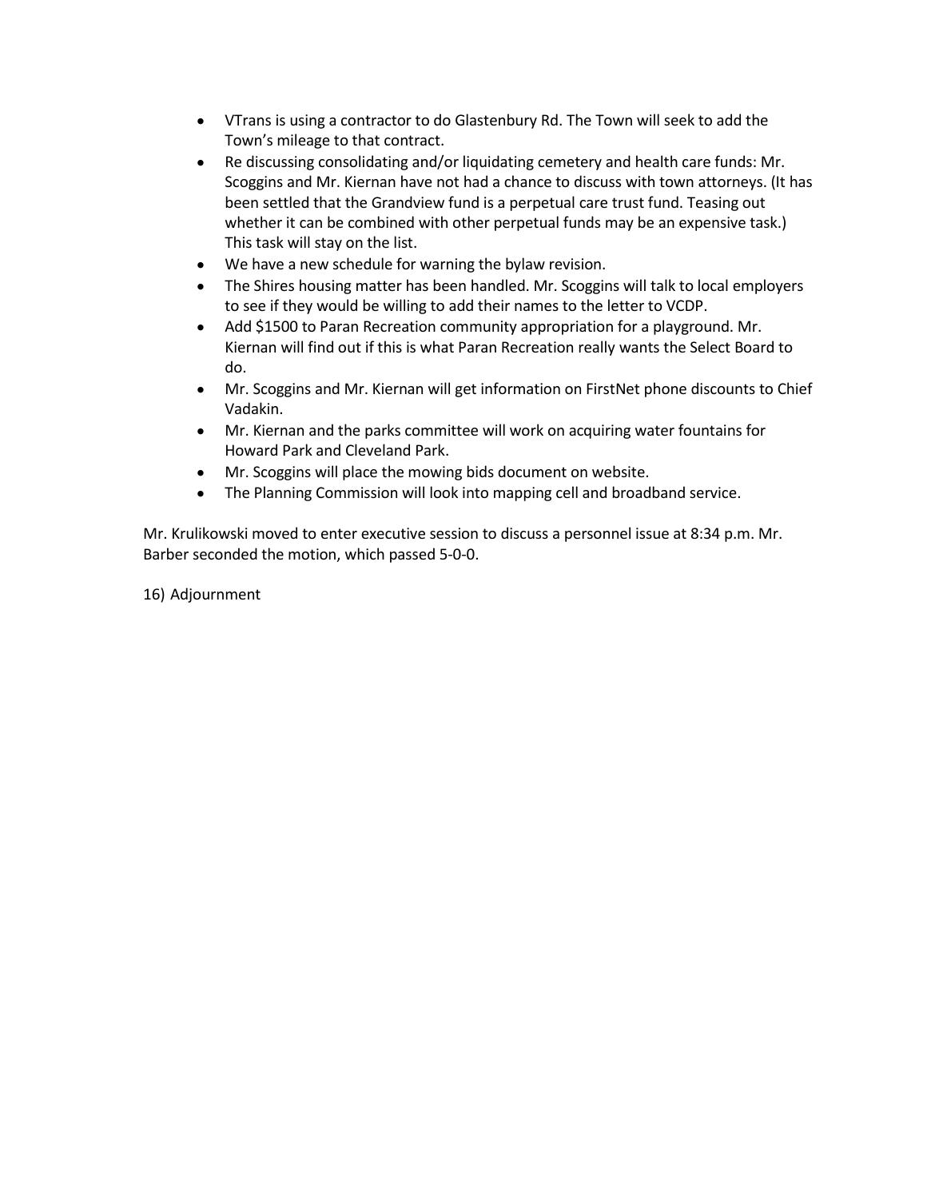- VTrans is using a contractor to do Glastenbury Rd. The Town will seek to add the Town's mileage to that contract.
- Re discussing consolidating and/or liquidating cemetery and health care funds: Mr. Scoggins and Mr. Kiernan have not had a chance to discuss with town attorneys. (It has been settled that the Grandview fund is a perpetual care trust fund. Teasing out whether it can be combined with other perpetual funds may be an expensive task.) This task will stay on the list.
- We have a new schedule for warning the bylaw revision.
- The Shires housing matter has been handled. Mr. Scoggins will talk to local employers to see if they would be willing to add their names to the letter to VCDP.
- Add $1500 to Paran Recreation community appropriation for a playground. Mr. Kiernan will find out if this is what Paran Recreation really wants the Select Board to do.
- Mr. Scoggins and Mr. Kiernan will get information on FirstNet phone discounts to Chief Vadakin.
- Mr. Kiernan and the parks committee will work on acquiring water fountains for Howard Park and Cleveland Park.
- Mr. Scoggins will place the mowing bids document on website.
- The Planning Commission will look into mapping cell and broadband service.

Mr. Krulikowski moved to enter executive session to discuss a personnel issue at 8:34 p.m. Mr. Barber seconded the motion, which passed 5-0-0.

16) Adjournment